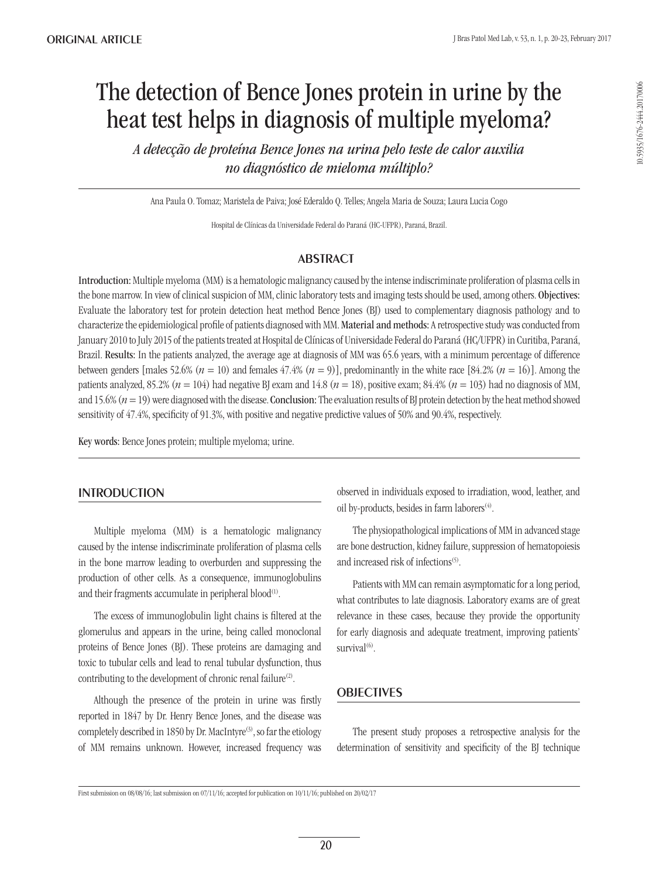ORIGINAL ARTICLE

# The detection of Bence Jones protein in urine by the heat test helps in diagnosis of multiple myeloma?

*A detecção de proteína Bence Jones na urina pelo teste de calor auxilia no diagnóstico de mieloma múltiplo?*

Ana Paula O. Tomaz; Maristela de Paiva; José Ederaldo Q. Telles; Angela Maria de Souza; Laura Lucia Cogo

Hospital de Clínicas da Universidade Federal do Paraná (HC-UFPR), Paraná, Brazil.

10.5935/1676-2444.20170006

## ABSTRACT

**Introduction:** Multiple myeloma (MM) is a hematologic malignancy caused by the intense indiscriminate proliferation of plasma cells in the bone marrow. In view of clinical suspicion of MM, clinic laboratory tests and imaging tests should be used, among others. **Objectives:** Evaluate the laboratory test for protein detection heat method Bence Jones (BJ) used to complementary diagnosis pathology and to characterize the epidemiological profile of patients diagnosed with MM. **Material and methods:** A retrospective study was conducted from January 2010 to July 2015 of the patients treated at Hospital de Clínicas of Universidade Federal do Paraná (HC/UFPR) in Curitiba, Paraná, Brazil. **Results:** In the patients analyzed, the average age at diagnosis of MM was 65.6 years, with a minimum percentage of difference between genders [males 52.6% ($n = 10$) and females 47.4% ($n = 9$)], predominantly in the white race [84.2% ($n = 16$)]. Among the patients analyzed, 85.2% ($n = 104$) had negative BJ exam and 14.8 ($n = 18$), positive exam; 84.4% ($n = 103$) had no diagnosis of MM, and 15.6% ($n = 19$) were diagnosed with the disease. **Conclusion:** The evaluation results of BJ protein detection by the heat method showed sensitivity of 47.4%, specificity of 91.3%, with positive and negative predictive values of 50% and 90.4%, respectively.

**Key words:** Bence Jones protein; multiple myeloma; urine.

## INTRODUCTION

Multiple myeloma (MM) is a hematologic malignancy caused by the intense indiscriminate proliferation of plasma cells in the bone marrow leading to overburden and suppressing the production of other cells. As a consequence, immunoglobulins and their fragments accumulate in peripheral blood[1].

The excess of immunoglobulin light chains is filtered at the glomerulus and appears in the urine, being called monoclonal proteins of Bence Jones (BJ). These proteins are damaging and toxic to tubular cells and lead to renal tubular dysfunction, thus contributing to the development of chronic renal failure[2].

Although the presence of the protein in urine was firstly reported in 1847 by Dr. Henry Bence Jones, and the disease was completely described in 1850 by Dr. MacIntyre[3], so far the etiology of MM remains unknown. However, increased frequency was observed in individuals exposed to irradiation, wood, leather, and oil by-products, besides in farm laborers[4].

The physiopathological implications of MM in advanced stage are bone destruction, kidney failure, suppression of hematopoiesis and increased risk of infections[5].

Patients with MM can remain asymptomatic for a long period, what contributes to late diagnosis. Laboratory exams are of great relevance in these cases, because they provide the opportunity for early diagnosis and adequate treatment, improving patients' survival[6].

## OBJECTIVES

The present study proposes a retrospective analysis for the determination of sensitivity and specificity of the BJ technique

First submission on 08/08/16; last submission on 07/11/16; accepted for publication on 10/11/16; published on 20/02/17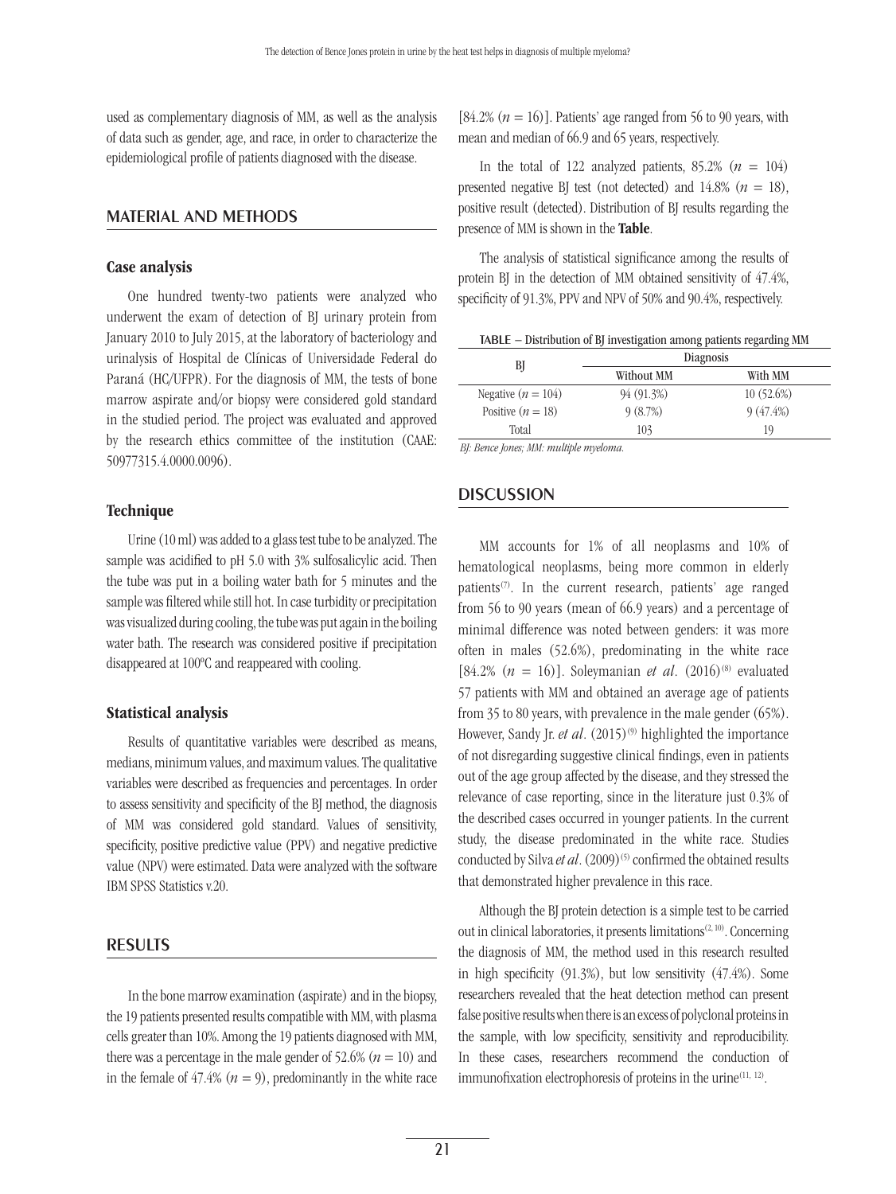used as complementary diagnosis of MM, as well as the analysis of data such as gender, age, and race, in order to characterize the epidemiological profile of patients diagnosed with the disease.

## MATERIAL AND METHODS

### Case analysis

One hundred twenty-two patients were analyzed who underwent the exam of detection of BJ urinary protein from January 2010 to July 2015, at the laboratory of bacteriology and urinalysis of Hospital de Clínicas of Universidade Federal do Paraná (HC/UFPR). For the diagnosis of MM, the tests of bone marrow aspirate and/or biopsy were considered gold standard in the studied period. The project was evaluated and approved by the research ethics committee of the institution (CAAE: 50977315.4.0000.0096).

### Technique

Urine (10 ml) was added to a glass test tube to be analyzed. The sample was acidified to pH 5.0 with 3% sulfosalicylic acid. Then the tube was put in a boiling water bath for 5 minutes and the sample was filtered while still hot. In case turbidity or precipitation was visualized during cooling, the tube was put again in the boiling water bath. The research was considered positive if precipitation disappeared at 100ºC and reappeared with cooling.

### Statistical analysis

Results of quantitative variables were described as means, medians, minimum values, and maximum values. The qualitative variables were described as frequencies and percentages. In order to assess sensitivity and specificity of the BJ method, the diagnosis of MM was considered gold standard. Values of sensitivity, specificity, positive predictive value (PPV) and negative predictive value (NPV) were estimated. Data were analyzed with the software IBM SPSS Statistics v.20.

## RESULTS

In the bone marrow examination (aspirate) and in the biopsy, the 19 patients presented results compatible with MM, with plasma cells greater than 10%. Among the 19 patients diagnosed with MM, there was a percentage in the male gender of 52.6% ($n = 10$) and in the female of 47.4% ($n = 9$), predominantly in the white race [84.2% ($n = 16$)]. Patients' age ranged from 56 to 90 years, with mean and median of 66.9 and 65 years, respectively.

In the total of 122 analyzed patients, 85.2% ($n = 104$) presented negative BJ test (not detected) and 14.8% ($n = 18$), positive result (detected). Distribution of BJ results regarding the presence of MM is shown in the **Table**.

The analysis of statistical significance among the results of protein BJ in the detection of MM obtained sensitivity of 47.4%, specificity of 91.3%, PPV and NPV of 50% and 90.4%, respectively.

TABLE − Distribution of BJ investigation among patients regarding MM

| BJ | Diagnosis | |
|---|---|---|
| | Without MM | With MM |
| Negative ($n = 104$) | 94 (91.3%) | 10 (52.6%) |
| Positive ($n = 18$) | 9 (8.7%) | 9 (47.4%) |
| Total | 103 | 19 |

*BJ: Bence Jones; MM: multiple myeloma.*

## DISCUSSION

MM accounts for 1% of all neoplasms and 10% of hematological neoplasms, being more common in elderly patients[7]. In the current research, patients' age ranged from 56 to 90 years (mean of 66.9 years) and a percentage of minimal difference was noted between genders: it was more often in males (52.6%), predominating in the white race [84.2% ($n = 16$)]. Soleymanian *et al*. (2016)[8] evaluated 57 patients with MM and obtained an average age of patients from 35 to 80 years, with prevalence in the male gender (65%). However, Sandy Jr. *et al*. (2015)[9] highlighted the importance of not disregarding suggestive clinical findings, even in patients out of the age group affected by the disease, and they stressed the relevance of case reporting, since in the literature just 0.3% of the described cases occurred in younger patients. In the current study, the disease predominated in the white race. Studies conducted by Silva *et al*. (2009)[5] confirmed the obtained results that demonstrated higher prevalence in this race.

Although the BJ protein detection is a simple test to be carried out in clinical laboratories, it presents limitations[2, 10]. Concerning the diagnosis of MM, the method used in this research resulted in high specificity (91.3%), but low sensitivity (47.4%). Some researchers revealed that the heat detection method can present false positive results when there is an excess of polyclonal proteins in the sample, with low specificity, sensitivity and reproducibility. In these cases, researchers recommend the conduction of immunofixation electrophoresis of proteins in the urine[11, 12].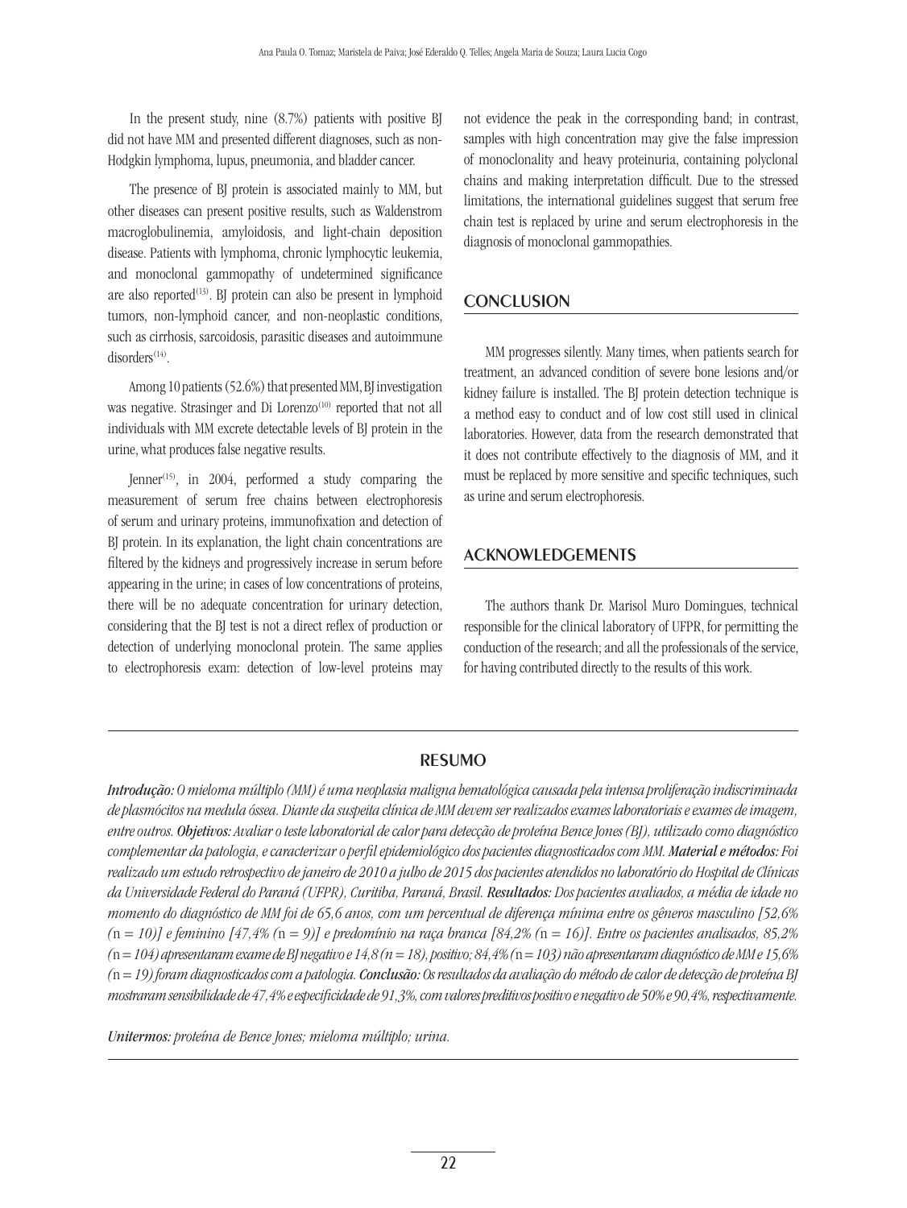In the present study, nine (8.7%) patients with positive BJ did not have MM and presented different diagnoses, such as non-Hodgkin lymphoma, lupus, pneumonia, and bladder cancer.

The presence of BJ protein is associated mainly to MM, but other diseases can present positive results, such as Waldenstrom macroglobulinemia, amyloidosis, and light-chain deposition disease. Patients with lymphoma, chronic lymphocytic leukemia, and monoclonal gammopathy of undetermined significance are also reported[13]. BJ protein can also be present in lymphoid tumors, non-lymphoid cancer, and non-neoplastic conditions, such as cirrhosis, sarcoidosis, parasitic diseases and autoimmune disorders[14].

Among 10 patients (52.6%) that presented MM, BJ investigation was negative. Strasinger and Di Lorenzo[10] reported that not all individuals with MM excrete detectable levels of BJ protein in the urine, what produces false negative results.

Jenner[15], in 2004, performed a study comparing the measurement of serum free chains between electrophoresis of serum and urinary proteins, immunofixation and detection of BJ protein. In its explanation, the light chain concentrations are filtered by the kidneys and progressively increase in serum before appearing in the urine; in cases of low concentrations of proteins, there will be no adequate concentration for urinary detection, considering that the BJ test is not a direct reflex of production or detection of underlying monoclonal protein. The same applies to electrophoresis exam: detection of low-level proteins may not evidence the peak in the corresponding band; in contrast, samples with high concentration may give the false impression of monoclonality and heavy proteinuria, containing polyclonal chains and making interpretation difficult. Due to the stressed limitations, the international guidelines suggest that serum free chain test is replaced by urine and serum electrophoresis in the diagnosis of monoclonal gammopathies.

## CONCLUSION

MM progresses silently. Many times, when patients search for treatment, an advanced condition of severe bone lesions and/or kidney failure is installed. The BJ protein detection technique is a method easy to conduct and of low cost still used in clinical laboratories. However, data from the research demonstrated that it does not contribute effectively to the diagnosis of MM, and it must be replaced by more sensitive and specific techniques, such as urine and serum electrophoresis.

## ACKNOWLEDGEMENTS

The authors thank Dr. Marisol Muro Domingues, technical responsible for the clinical laboratory of UFPR, for permitting the conduction of the research; and all the professionals of the service, for having contributed directly to the results of this work.

## RESUMO

***Introdução:*** *O mieloma múltiplo (MM) é uma neoplasia maligna hematológica causada pela intensa proliferação indiscriminada de plasmócitos na medula óssea. Diante da suspeita clínica de MM devem ser realizados exames laboratoriais e exames de imagem, entre outros.* ***Objetivos:*** *Avaliar o teste laboratorial de calor para detecção de proteína Bence Jones (BJ), utilizado como diagnóstico complementar da patologia, e caracterizar o perfil epidemiológico dos pacientes diagnosticados com MM.* ***Material e métodos:*** *Foi realizado um estudo retrospectivo de janeiro de 2010 a julho de 2015 dos pacientes atendidos no laboratório do Hospital de Clínicas da Universidade Federal do Paraná (UFPR), Curitiba, Paraná, Brasil.* ***Resultados:*** *Dos pacientes avaliados, a média de idade no momento do diagnóstico de MM foi de 65,6 anos, com um percentual de diferença mínima entre os gêneros masculino [52,6% (*n *= 10)] e feminino [47,4% (*n *= 9)] e predomínio na raça branca [84,2% (*n *= 16)]. Entre os pacientes analisados, 85,2% (*n *= 104) apresentaram exame de BJ negativo e 14,8 (*n *= 18), positivo; 84,4% (*n *= 103) não apresentaram diagnóstico de MM e 15,6% (*n *= 19) foram diagnosticados com a patologia.* ***Conclusão:*** *Os resultados da avaliação do método de calor de detecção de proteína BJ mostraram sensibilidade de 47,4% e especificidade de 91,3%, com valores preditivos positivo e negativo de 50% e 90,4%, respectivamente.*

***Unitermos:*** *proteína de Bence Jones; mieloma múltiplo; urina.*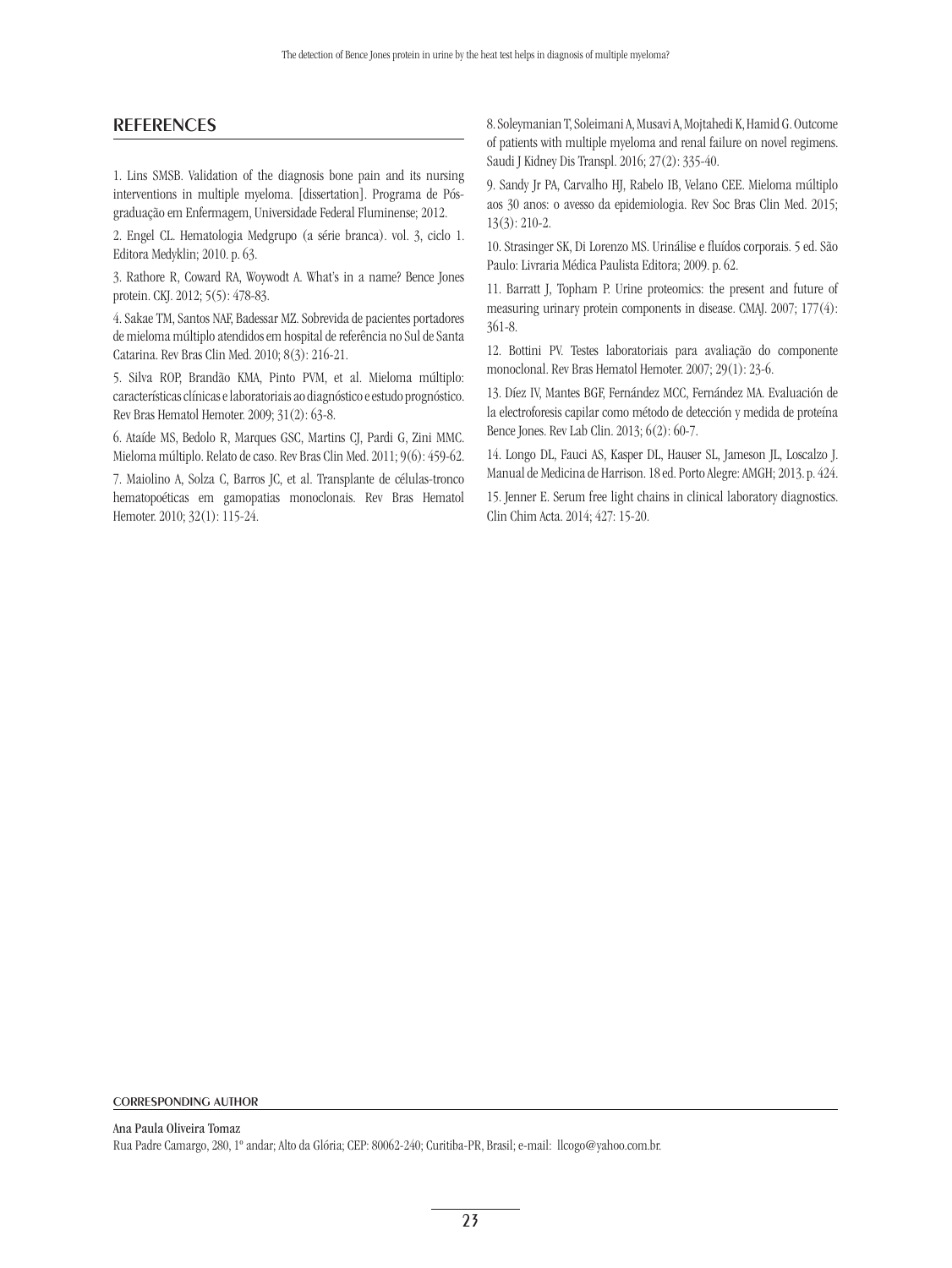## REFERENCES

1. Lins SMSB. Validation of the diagnosis bone pain and its nursing interventions in multiple myeloma. [dissertation]. Programa de Pós-graduação em Enfermagem, Universidade Federal Fluminense; 2012.

2. Engel CL. Hematologia Medgrupo (a série branca). vol. 3, ciclo 1. Editora Medyklin; 2010. p. 63.

3. Rathore R, Coward RA, Woywodt A. What's in a name? Bence Jones protein. CKJ. 2012; 5(5): 478-83.

4. Sakae TM, Santos NAF, Badessar MZ. Sobrevida de pacientes portadores de mieloma múltiplo atendidos em hospital de referência no Sul de Santa Catarina. Rev Bras Clin Med. 2010; 8(3): 216-21.

5. Silva ROP, Brandão KMA, Pinto PVM, et al. Mieloma múltiplo: características clínicas e laboratoriais ao diagnóstico e estudo prognóstico. Rev Bras Hematol Hemoter. 2009; 31(2): 63-8.

6. Ataíde MS, Bedolo R, Marques GSC, Martins CJ, Pardi G, Zini MMC. Mieloma múltiplo. Relato de caso. Rev Bras Clin Med. 2011; 9(6): 459-62.

7. Maiolino A, Solza C, Barros JC, et al. Transplante de células-tronco hematopoéticas em gamopatias monoclonais. Rev Bras Hematol Hemoter. 2010; 32(1): 115-24.

8. Soleymanian T, Soleimani A, Musavi A, Mojtahedi K, Hamid G. Outcome of patients with multiple myeloma and renal failure on novel regimens. Saudi J Kidney Dis Transpl. 2016; 27(2): 335-40.

9. Sandy Jr PA, Carvalho HJ, Rabelo IB, Velano CEE. Mieloma múltiplo aos 30 anos: o avesso da epidemiologia. Rev Soc Bras Clin Med. 2015; 13(3): 210-2.

10. Strasinger SK, Di Lorenzo MS. Urinálise e fluídos corporais. 5 ed. São Paulo: Livraria Médica Paulista Editora; 2009. p. 62.

11. Barratt J, Topham P. Urine proteomics: the present and future of measuring urinary protein components in disease. CMAJ. 2007; 177(4): 361-8.

12. Bottini PV. Testes laboratoriais para avaliação do componente monoclonal. Rev Bras Hematol Hemoter. 2007; 29(1): 23-6.

13. Díez IV, Mantes BGF, Fernández MCC, Fernández MA. Evaluación de la electroforesis capilar como método de detección y medida de proteína Bence Jones. Rev Lab Clin. 2013; 6(2): 60-7.

14. Longo DL, Fauci AS, Kasper DL, Hauser SL, Jameson JL, Loscalzo J. Manual de Medicina de Harrison. 18 ed. Porto Alegre: AMGH; 2013. p. 424.

15. Jenner E. Serum free light chains in clinical laboratory diagnostics. Clin Chim Acta. 2014; 427: 15-20.

**CORRESPONDING AUTHOR**

Ana Paula Oliveira Tomaz
Rua Padre Camargo, 280, 1º andar; Alto da Glória; CEP: 80062-240; Curitiba-PR, Brasil; e-mail: llcogo@yahoo.com.br.